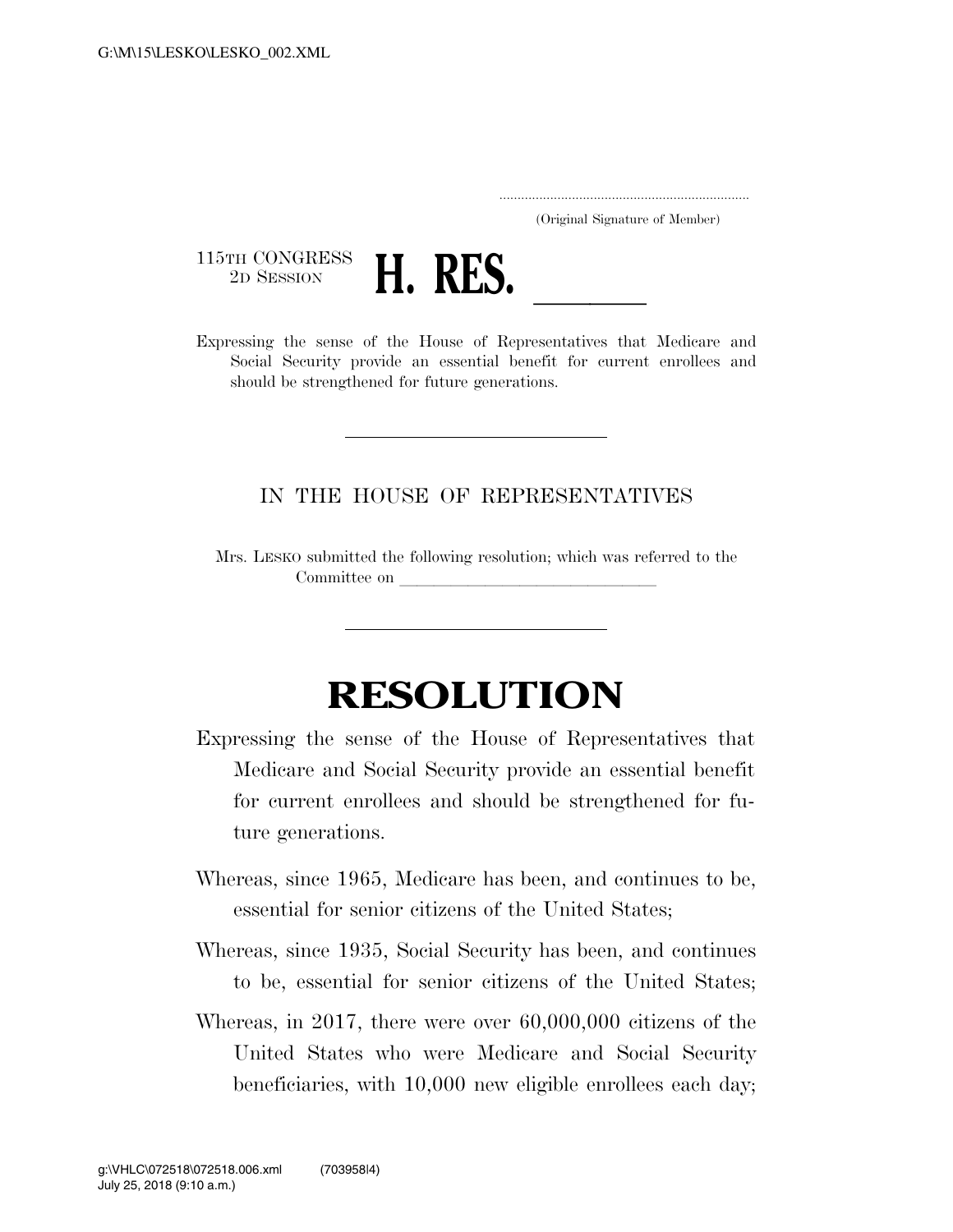(Original Signature of Member)

115TH CONGRESS
2D SESSION

# H. RES. \_\_\_\_\_\_

Expressing the sense of the House of Representatives that Medicare and Social Security provide an essential benefit for current enrollees and should be strengthened for future generations.

---

IN THE HOUSE OF REPRESENTATIVES

Mrs. LESKO submitted the following resolution; which was referred to the Committee on \_\_\_\_\_\_\_\_\_\_\_\_\_\_\_\_\_\_\_\_\_\_\_\_\_\_\_\_\_\_

---

# RESOLUTION

Expressing the sense of the House of Representatives that Medicare and Social Security provide an essential benefit for current enrollees and should be strengthened for future generations.

Whereas, since 1965, Medicare has been, and continues to be, essential for senior citizens of the United States;

Whereas, since 1935, Social Security has been, and continues to be, essential for senior citizens of the United States;

Whereas, in 2017, there were over 60,000,000 citizens of the United States who were Medicare and Social Security beneficiaries, with 10,000 new eligible enrollees each day;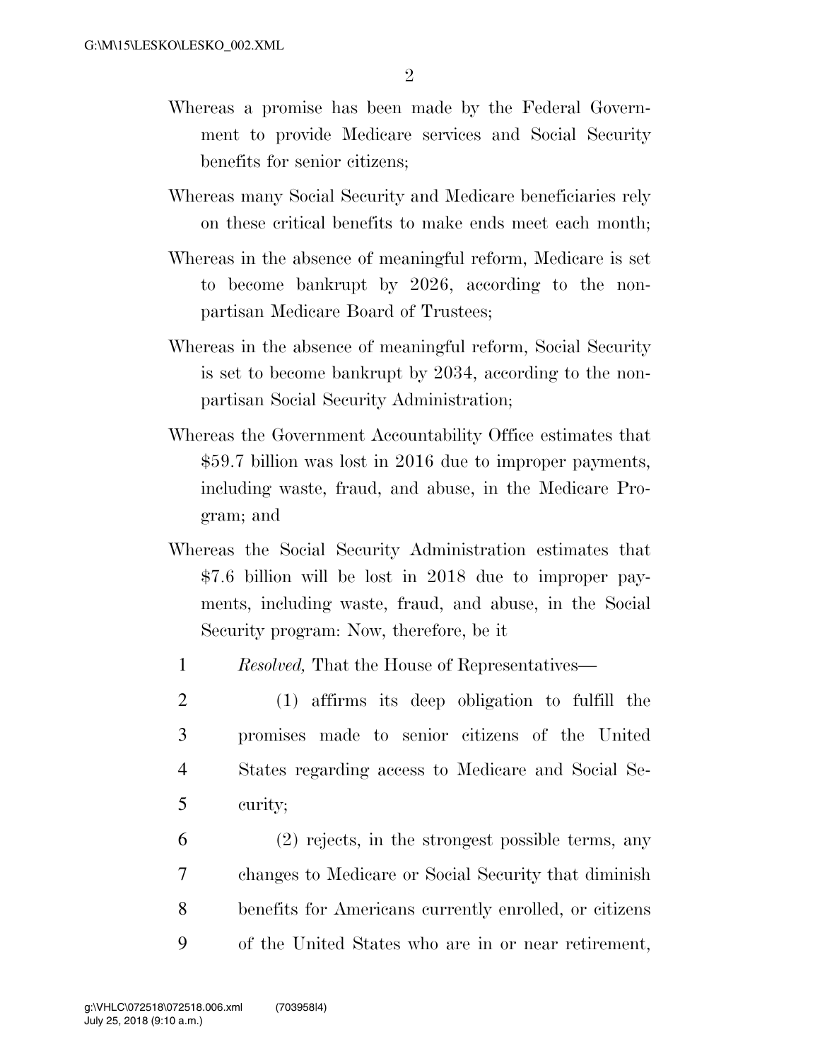Whereas a promise has been made by the Federal Government to provide Medicare services and Social Security benefits for senior citizens;

Whereas many Social Security and Medicare beneficiaries rely on these critical benefits to make ends meet each month;

Whereas in the absence of meaningful reform, Medicare is set to become bankrupt by 2026, according to the nonpartisan Medicare Board of Trustees;

Whereas in the absence of meaningful reform, Social Security is set to become bankrupt by 2034, according to the nonpartisan Social Security Administration;

Whereas the Government Accountability Office estimates that $59.7 billion was lost in 2016 due to improper payments, including waste, fraud, and abuse, in the Medicare Program; and

Whereas the Social Security Administration estimates that $7.6 billion will be lost in 2018 due to improper payments, including waste, fraud, and abuse, in the Social Security program: Now, therefore, be it

1 *Resolved,* That the House of Representatives—

2 (1) affirms its deep obligation to fulfill the
3 promises made to senior citizens of the United
4 States regarding access to Medicare and Social Se-
5 curity;

6 (2) rejects, in the strongest possible terms, any
7 changes to Medicare or Social Security that diminish
8 benefits for Americans currently enrolled, or citizens
9 of the United States who are in or near retirement,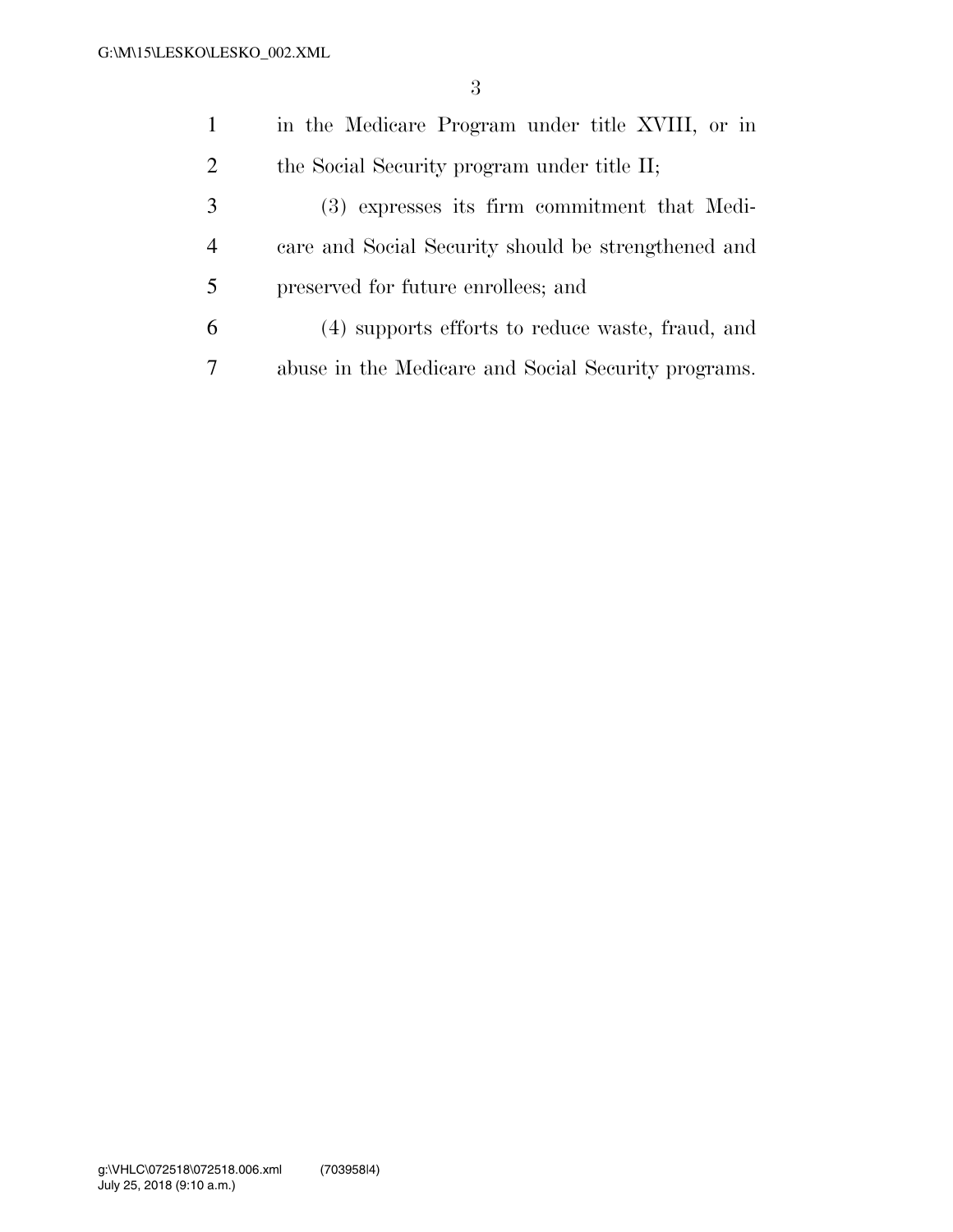in the Medicare Program under title XVIII, or in the Social Security program under title II;

(3) expresses its firm commitment that Medicare and Social Security should be strengthened and preserved for future enrollees; and

(4) supports efforts to reduce waste, fraud, and abuse in the Medicare and Social Security programs.